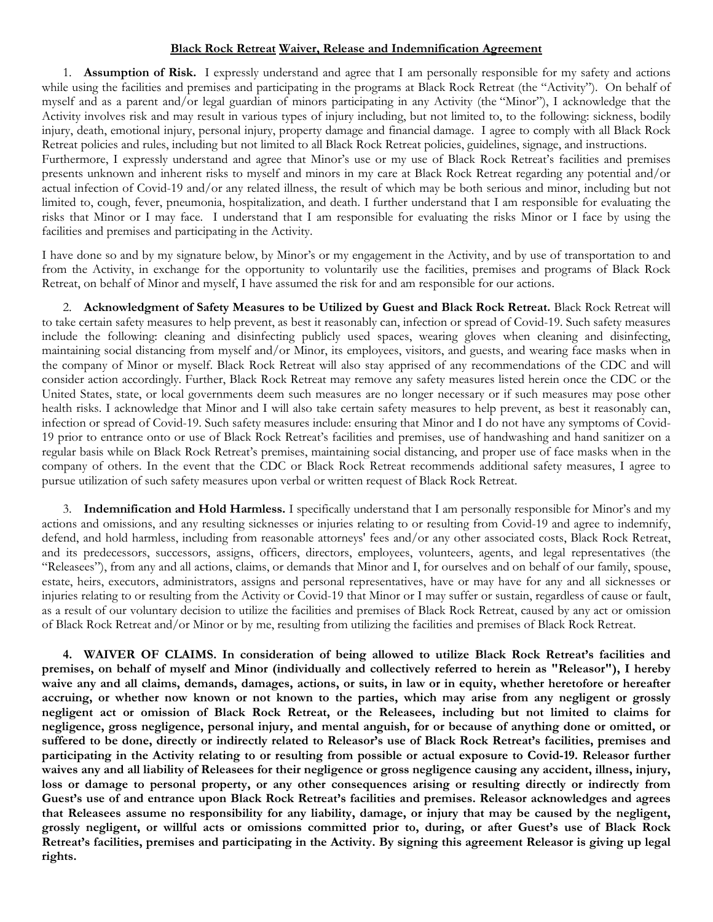# Black Rock Retreat Waiver, Release and Indemnification Agreement

1. **Assumption of Risk.** I expressly understand and agree that I am personally responsible for my safety and actions while using the facilities and premises and participating in the programs at Black Rock Retreat (the "Activity"). On behalf of myself and as a parent and/or legal guardian of minors participating in any Activity (the "Minor"), I acknowledge that the Activity involves risk and may result in various types of injury including, but not limited to, to the following: sickness, bodily injury, death, emotional injury, personal injury, property damage and financial damage. I agree to comply with all Black Rock Retreat policies and rules, including but not limited to all Black Rock Retreat policies, guidelines, signage, and instructions. Furthermore, I expressly understand and agree that Minor's use or my use of Black Rock Retreat's facilities and premises presents unknown and inherent risks to myself and minors in my care at Black Rock Retreat regarding any potential and/or actual infection of Covid-19 and/or any related illness, the result of which may be both serious and minor, including but not limited to, cough, fever, pneumonia, hospitalization, and death. I further understand that I am responsible for evaluating the risks that Minor or I may face. I understand that I am responsible for evaluating the risks Minor or I face by using the facilities and premises and participating in the Activity.

I have done so and by my signature below, by Minor's or my engagement in the Activity, and by use of transportation to and from the Activity, in exchange for the opportunity to voluntarily use the facilities, premises and programs of Black Rock Retreat, on behalf of Minor and myself, I have assumed the risk for and am responsible for our actions.

2. **Acknowledgment of Safety Measures to be Utilized by Guest and Black Rock Retreat.** Black Rock Retreat will to take certain safety measures to help prevent, as best it reasonably can, infection or spread of Covid-19. Such safety measures include the following: cleaning and disinfecting publicly used spaces, wearing gloves when cleaning and disinfecting, maintaining social distancing from myself and/or Minor, its employees, visitors, and guests, and wearing face masks when in the company of Minor or myself. Black Rock Retreat will also stay apprised of any recommendations of the CDC and will consider action accordingly. Further, Black Rock Retreat may remove any safety measures listed herein once the CDC or the United States, state, or local governments deem such measures are no longer necessary or if such measures may pose other health risks. I acknowledge that Minor and I will also take certain safety measures to help prevent, as best it reasonably can, infection or spread of Covid-19. Such safety measures include: ensuring that Minor and I do not have any symptoms of Covid-19 prior to entrance onto or use of Black Rock Retreat's facilities and premises, use of handwashing and hand sanitizer on a regular basis while on Black Rock Retreat's premises, maintaining social distancing, and proper use of face masks when in the company of others. In the event that the CDC or Black Rock Retreat recommends additional safety measures, I agree to pursue utilization of such safety measures upon verbal or written request of Black Rock Retreat.

3. **Indemnification and Hold Harmless.** I specifically understand that I am personally responsible for Minor's and my actions and omissions, and any resulting sicknesses or injuries relating to or resulting from Covid-19 and agree to indemnify, defend, and hold harmless, including from reasonable attorneys' fees and/or any other associated costs, Black Rock Retreat, and its predecessors, successors, assigns, officers, directors, employees, volunteers, agents, and legal representatives (the "Releasees"), from any and all actions, claims, or demands that Minor and I, for ourselves and on behalf of our family, spouse, estate, heirs, executors, administrators, assigns and personal representatives, have or may have for any and all sicknesses or injuries relating to or resulting from the Activity or Covid-19 that Minor or I may suffer or sustain, regardless of cause or fault, as a result of our voluntary decision to utilize the facilities and premises of Black Rock Retreat, caused by any act or omission of Black Rock Retreat and/or Minor or by me, resulting from utilizing the facilities and premises of Black Rock Retreat.

**4. WAIVER OF CLAIMS. In consideration of being allowed to utilize Black Rock Retreat's facilities and premises, on behalf of myself and Minor (individually and collectively referred to herein as "Releasor"), I hereby waive any and all claims, demands, damages, actions, or suits, in law or in equity, whether heretofore or hereafter accruing, or whether now known or not known to the parties, which may arise from any negligent or grossly negligent act or omission of Black Rock Retreat, or the Releasees, including but not limited to claims for negligence, gross negligence, personal injury, and mental anguish, for or because of anything done or omitted, or suffered to be done, directly or indirectly related to Releasor's use of Black Rock Retreat's facilities, premises and participating in the Activity relating to or resulting from possible or actual exposure to Covid-19. Releasor further waives any and all liability of Releasees for their negligence or gross negligence causing any accident, illness, injury, loss or damage to personal property, or any other consequences arising or resulting directly or indirectly from Guest's use of and entrance upon Black Rock Retreat's facilities and premises. Releasor acknowledges and agrees that Releasees assume no responsibility for any liability, damage, or injury that may be caused by the negligent, grossly negligent, or willful acts or omissions committed prior to, during, or after Guest's use of Black Rock Retreat's facilities, premises and participating in the Activity. By signing this agreement Releasor is giving up legal rights.**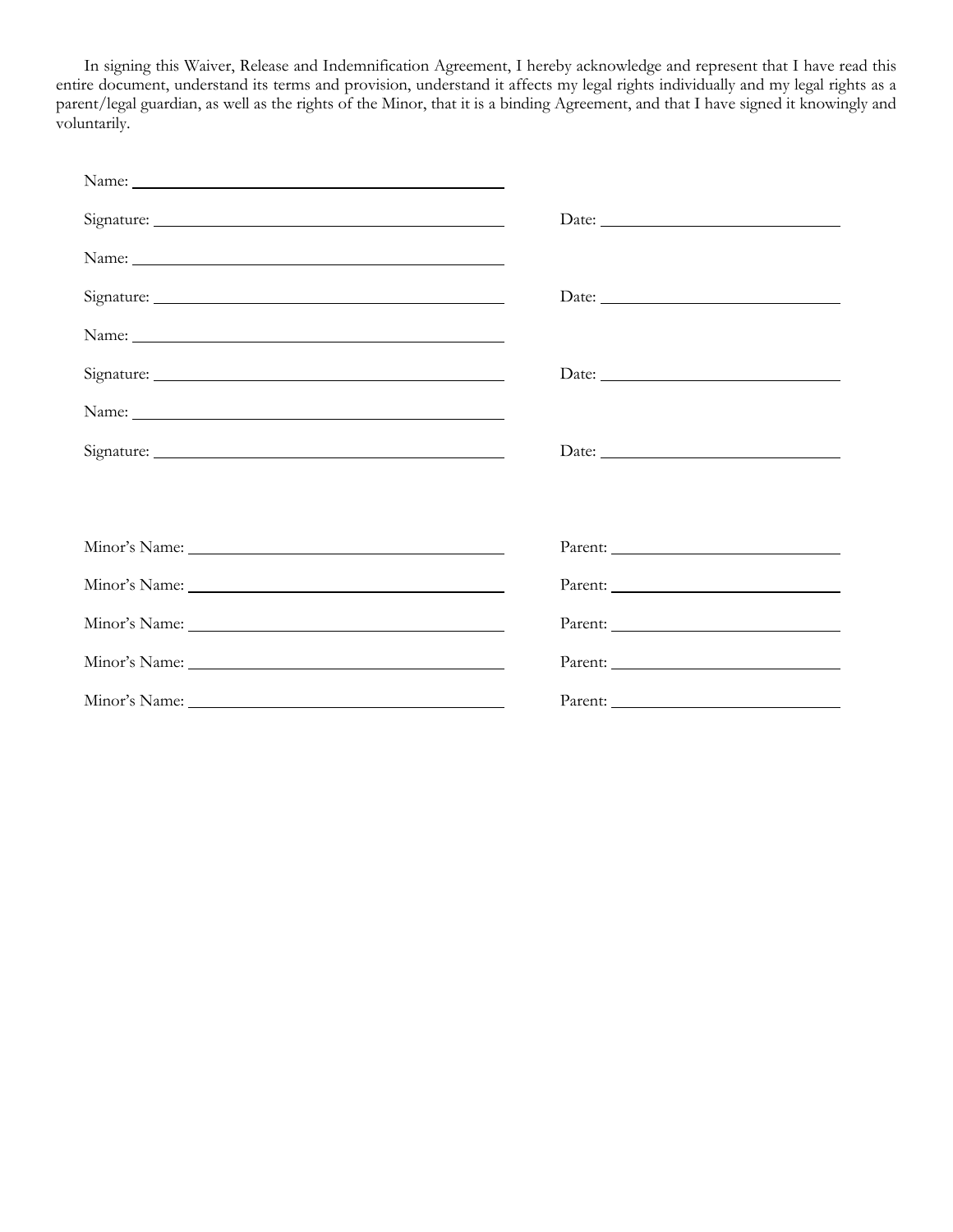In signing this Waiver, Release and Indemnification Agreement, I hereby acknowledge and represent that I have read this entire document, understand its terms and provision, understand it affects my legal rights individually and my legal rights as a parent/legal guardian, as well as the rights of the Minor, that it is a binding Agreement, and that I have signed it knowingly and voluntarily.

Name: ______________________________

Signature: ______________________________ Date: ______________________

Name: ______________________________

Signature: ______________________________ Date: ______________________

Name: ______________________________

Signature: ______________________________ Date: ______________________

Name: ______________________________

Signature: ______________________________ Date: ______________________

Minor's Name: ______________________________ Parent: ______________________

Minor's Name: ______________________________ Parent: ______________________

Minor's Name: ______________________________ Parent: ______________________

Minor's Name: ______________________________ Parent: ______________________

Minor's Name: ______________________________ Parent: ______________________